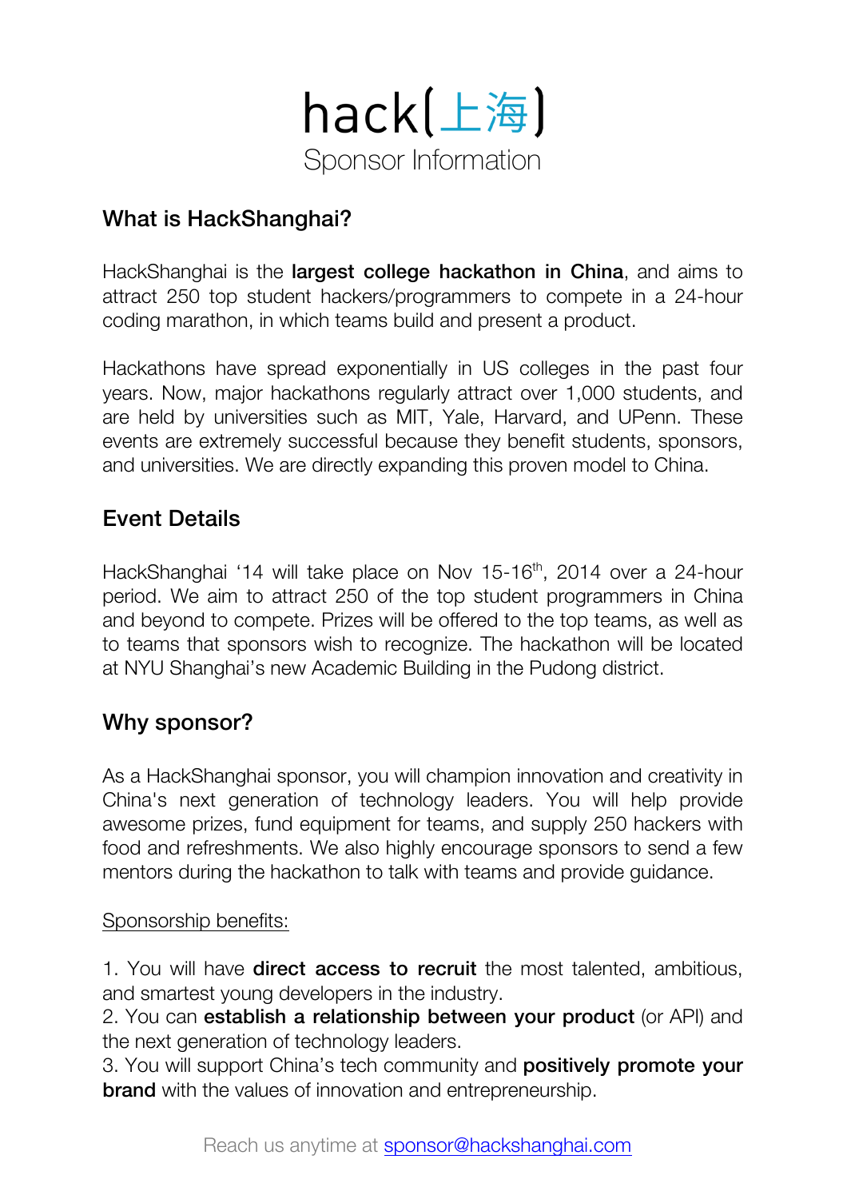# hack(上海)

Sponsor Information

## What is HackShanghai?

HackShanghai is the **largest college hackathon in China**, and aims to attract 250 top student hackers/programmers to compete in a 24-hour coding marathon, in which teams build and present a product.

Hackathons have spread exponentially in US colleges in the past four years. Now, major hackathons regularly attract over 1,000 students, and are held by universities such as MIT, Yale, Harvard, and UPenn. These events are extremely successful because they benefit students, sponsors, and universities. We are directly expanding this proven model to China.

## Event Details

HackShanghai '14 will take place on Nov 15-16th, 2014 over a 24-hour period. We aim to attract 250 of the top student programmers in China and beyond to compete. Prizes will be offered to the top teams, as well as to teams that sponsors wish to recognize. The hackathon will be located at NYU Shanghai's new Academic Building in the Pudong district.

## Why sponsor?

As a HackShanghai sponsor, you will champion innovation and creativity in China's next generation of technology leaders. You will help provide awesome prizes, fund equipment for teams, and supply 250 hackers with food and refreshments. We also highly encourage sponsors to send a few mentors during the hackathon to talk with teams and provide guidance.

Sponsorship benefits:

1. You will have **direct access to recruit** the most talented, ambitious, and smartest young developers in the industry.
2. You can **establish a relationship between your product** (or API) and the next generation of technology leaders.
3. You will support China's tech community and **positively promote your brand** with the values of innovation and entrepreneurship.

Reach us anytime at sponsor@hackshanghai.com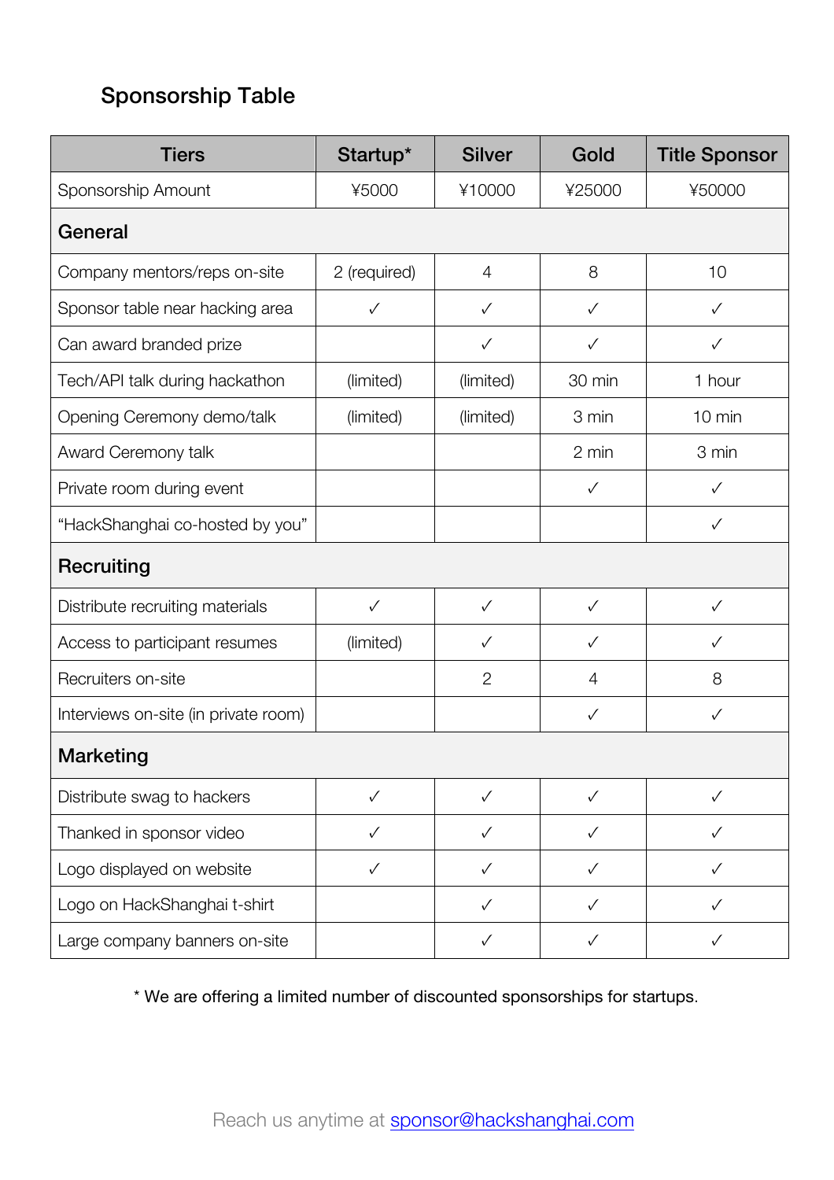## Sponsorship Table

| Tiers | Startup* | Silver | Gold | Title Sponsor |
|---|---|---|---|---|
| Sponsorship Amount | ¥5000 | ¥10000 | ¥25000 | ¥50000 |
| **General** | | | | |
| Company mentors/reps on-site | 2 (required) | 4 | 8 | 10 |
| Sponsor table near hacking area | ✓ | ✓ | ✓ | ✓ |
| Can award branded prize | | ✓ | ✓ | ✓ |
| Tech/API talk during hackathon | (limited) | (limited) | 30 min | 1 hour |
| Opening Ceremony demo/talk | (limited) | (limited) | 3 min | 10 min |
| Award Ceremony talk | | | 2 min | 3 min |
| Private room during event | | | ✓ | ✓ |
| "HackShanghai co-hosted by you" | | | | ✓ |
| **Recruiting** | | | | |
| Distribute recruiting materials | ✓ | ✓ | ✓ | ✓ |
| Access to participant resumes | (limited) | ✓ | ✓ | ✓ |
| Recruiters on-site | | 2 | 4 | 8 |
| Interviews on-site (in private room) | | | ✓ | ✓ |
| **Marketing** | | | | |
| Distribute swag to hackers | ✓ | ✓ | ✓ | ✓ |
| Thanked in sponsor video | ✓ | ✓ | ✓ | ✓ |
| Logo displayed on website | ✓ | ✓ | ✓ | ✓ |
| Logo on HackShanghai t-shirt | | ✓ | ✓ | ✓ |
| Large company banners on-site | | ✓ | ✓ | ✓ |

* We are offering a limited number of discounted sponsorships for startups.

Reach us anytime at sponsor@hackshanghai.com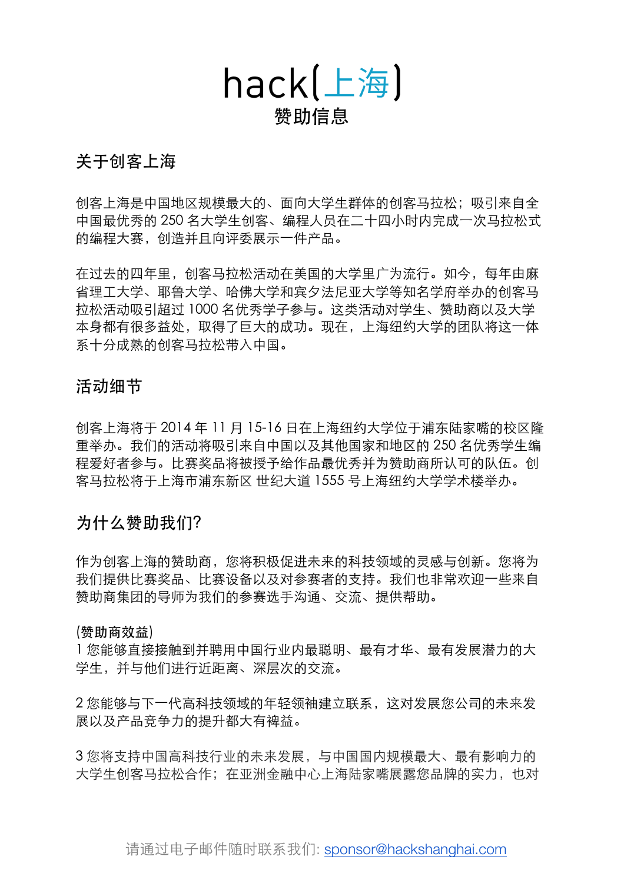# hack(上海)

## 赞助信息

### 关于创客上海

创客上海是中国地区规模最大的、面向大学生群体的创客马拉松；吸引来自全中国最优秀的 250 名大学生创客、编程人员在二十四小时内完成一次马拉松式的编程大赛，创造并且向评委展示一件产品。

在过去的四年里，创客马拉松活动在美国的大学里广为流行。如今，每年由麻省理工大学、耶鲁大学、哈佛大学和宾夕法尼亚大学等知名学府举办的创客马拉松活动吸引超过 1000 名优秀学子参与。这类活动对学生、赞助商以及大学本身都有很多益处，取得了巨大的成功。现在，上海纽约大学的团队将这一体系十分成熟的创客马拉松带入中国。

### 活动细节

创客上海将于 2014 年 11 月 15-16 日在上海纽约大学位于浦东陆家嘴的校区隆重举办。我们的活动将吸引来自中国以及其他国家和地区的 250 名优秀学生编程爱好者参与。比赛奖品将被授予给作品最优秀并为赞助商所认可的队伍。创客马拉松将于上海市浦东新区 世纪大道 1555 号上海纽约大学学术楼举办。

### 为什么赞助我们?

作为创客上海的赞助商，您将积极促进未来的科技领域的灵感与创新。您将为我们提供比赛奖品、比赛设备以及对参赛者的支持。我们也非常欢迎一些来自赞助商集团的导师为我们的参赛选手沟通、交流、提供帮助。

(赞助商效益)
1 您能够直接接触到并聘用中国行业内最聪明、最有才华、最有发展潜力的大学生，并与他们进行近距离、深层次的交流。

2 您能够与下一代高科技领域的年轻领袖建立联系，这对发展您公司的未来发展以及产品竞争力的提升都大有裨益。

3 您将支持中国高科技行业的未来发展，与中国国内规模最大、最有影响力的大学生创客马拉松合作；在亚洲金融中心上海陆家嘴展露您品牌的实力，也对

请通过电子邮件随时联系我们: sponsor@hackshanghai.com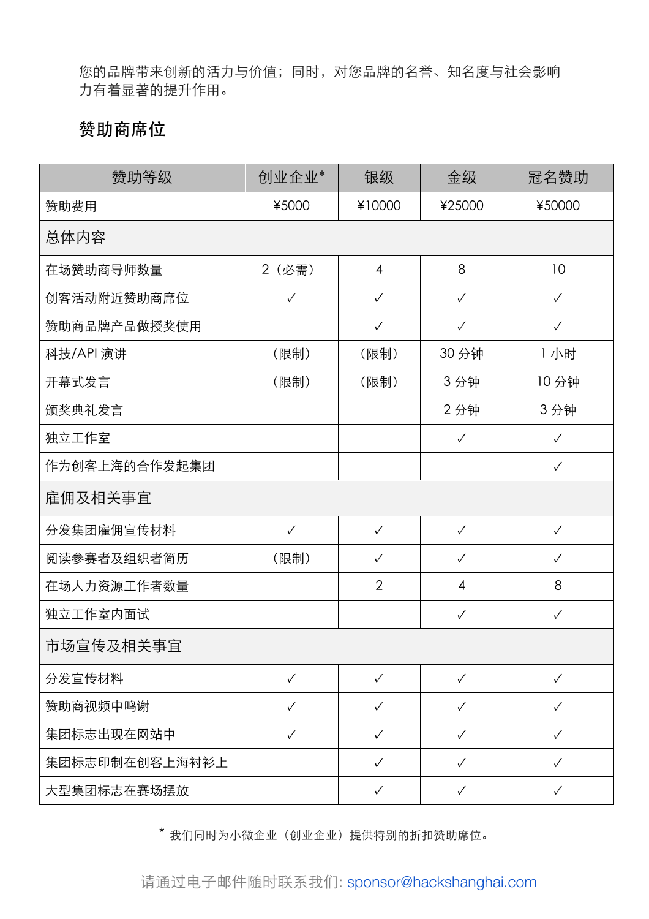您的品牌带来创新的活力与价值；同时，对您品牌的名誉、知名度与社会影响力有着显著的提升作用。

## 赞助商席位

| 赞助等级 | 创业企业* | 银级 | 金级 | 冠名赞助 |
|---|---|---|---|---|
| 赞助费用 | ¥5000 | ¥10000 | ¥25000 | ¥50000 |
| **总体内容** | | | | |
| 在场赞助商导师数量 | 2（必需） | 4 | 8 | 10 |
| 创客活动附近赞助商席位 | ✓ | ✓ | ✓ | ✓ |
| 赞助商品牌产品做授奖使用 | | ✓ | ✓ | ✓ |
| 科技/API 演讲 | （限制） | （限制） | 30 分钟 | 1 小时 |
| 开幕式发言 | （限制） | （限制） | 3 分钟 | 10 分钟 |
| 颁奖典礼发言 | | | 2 分钟 | 3 分钟 |
| 独立工作室 | | | ✓ | ✓ |
| 作为创客上海的合作发起集团 | | | | ✓ |
| **雇佣及相关事宜** | | | | |
| 分发集团雇佣宣传材料 | ✓ | ✓ | ✓ | ✓ |
| 阅读参赛者及组织者简历 | （限制） | ✓ | ✓ | ✓ |
| 在场人力资源工作者数量 | | 2 | 4 | 8 |
| 独立工作室内面试 | | | ✓ | ✓ |
| **市场宣传及相关事宜** | | | | |
| 分发宣传材料 | ✓ | ✓ | ✓ | ✓ |
| 赞助商视频中鸣谢 | ✓ | ✓ | ✓ | ✓ |
| 集团标志出现在网站中 | ✓ | ✓ | ✓ | ✓ |
| 集团标志印制在创客上海衬衫上 | | ✓ | ✓ | ✓ |
| 大型集团标志在赛场摆放 | | ✓ | ✓ | ✓ |

* 我们同时为小微企业（创业企业）提供特别的折扣赞助席位。

请通过电子邮件随时联系我们: sponsor@hackshanghai.com